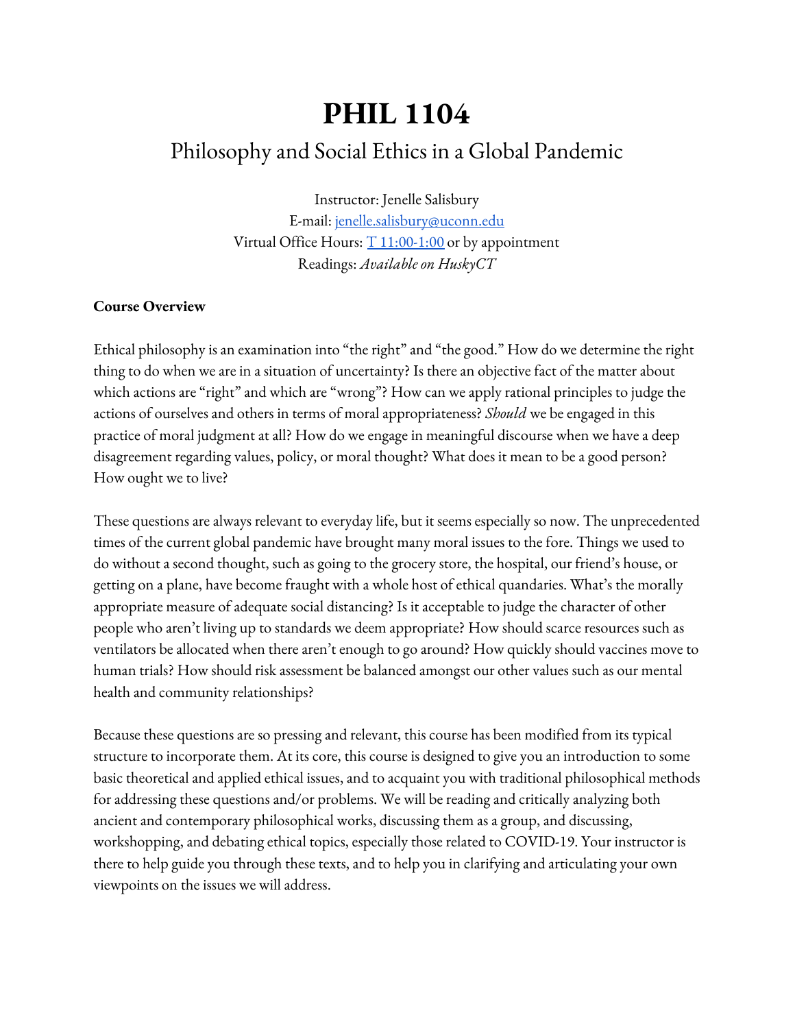# PHIL 1104

## Philosophy and Social Ethics in a Global Pandemic

Instructor: Jenelle Salisbury
E-mail: [jenelle.salisbury@uconn.edu](mailto:jenelle.salisbury@uconn.edu)
Virtual Office Hours: T 11:00-1:00 or by appointment
Readings: *Available on HuskyCT*

**Course Overview**

Ethical philosophy is an examination into "the right" and "the good." How do we determine the right thing to do when we are in a situation of uncertainty? Is there an objective fact of the matter about which actions are "right" and which are "wrong"? How can we apply rational principles to judge the actions of ourselves and others in terms of moral appropriateness? *Should* we be engaged in this practice of moral judgment at all? How do we engage in meaningful discourse when we have a deep disagreement regarding values, policy, or moral thought? What does it mean to be a good person? How ought we to live?

These questions are always relevant to everyday life, but it seems especially so now. The unprecedented times of the current global pandemic have brought many moral issues to the fore. Things we used to do without a second thought, such as going to the grocery store, the hospital, our friend's house, or getting on a plane, have become fraught with a whole host of ethical quandaries. What's the morally appropriate measure of adequate social distancing? Is it acceptable to judge the character of other people who aren't living up to standards we deem appropriate? How should scarce resources such as ventilators be allocated when there aren't enough to go around? How quickly should vaccines move to human trials? How should risk assessment be balanced amongst our other values such as our mental health and community relationships?

Because these questions are so pressing and relevant, this course has been modified from its typical structure to incorporate them. At its core, this course is designed to give you an introduction to some basic theoretical and applied ethical issues, and to acquaint you with traditional philosophical methods for addressing these questions and/or problems. We will be reading and critically analyzing both ancient and contemporary philosophical works, discussing them as a group, and discussing, workshopping, and debating ethical topics, especially those related to COVID-19. Your instructor is there to help guide you through these texts, and to help you in clarifying and articulating your own viewpoints on the issues we will address.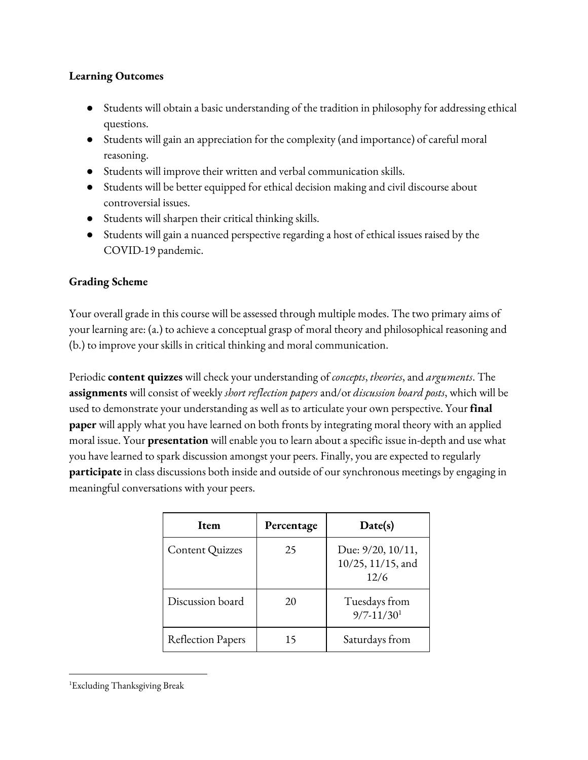**Learning Outcomes**

- Students will obtain a basic understanding of the tradition in philosophy for addressing ethical questions.
- Students will gain an appreciation for the complexity (and importance) of careful moral reasoning.
- Students will improve their written and verbal communication skills.
- Students will be better equipped for ethical decision making and civil discourse about controversial issues.
- Students will sharpen their critical thinking skills.
- Students will gain a nuanced perspective regarding a host of ethical issues raised by the COVID-19 pandemic.

**Grading Scheme**

Your overall grade in this course will be assessed through multiple modes. The two primary aims of your learning are: (a.) to achieve a conceptual grasp of moral theory and philosophical reasoning and (b.) to improve your skills in critical thinking and moral communication.

Periodic **content quizzes** will check your understanding of *concepts*, *theories*, and *arguments*. The **assignments** will consist of weekly *short reflection papers* and/or *discussion board posts*, which will be used to demonstrate your understanding as well as to articulate your own perspective. Your **final paper** will apply what you have learned on both fronts by integrating moral theory with an applied moral issue. Your **presentation** will enable you to learn about a specific issue in-depth and use what you have learned to spark discussion amongst your peers. Finally, you are expected to regularly **participate** in class discussions both inside and outside of our synchronous meetings by engaging in meaningful conversations with your peers.

| Item | Percentage | Date(s) |
|---|---|---|
| Content Quizzes | 25 | Due: 9/20, 10/11, 10/25, 11/15, and 12/6 |
| Discussion board | 20 | Tuesdays from 9/7-11/30[1] |
| Reflection Papers | 15 | Saturdays from |

[1]Excluding Thanksgiving Break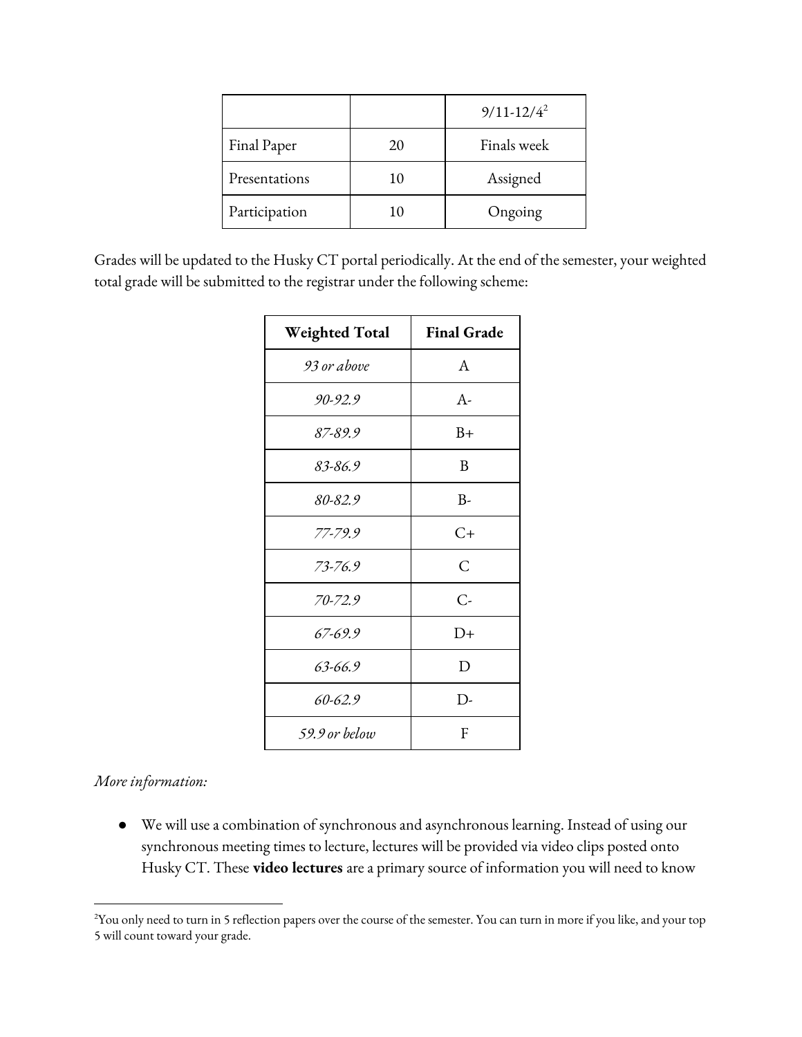| | | 9/11-12/4[2] |
|---|---|---|
| Final Paper | 20 | Finals week |
| Presentations | 10 | Assigned |
| Participation | 10 | Ongoing |

Grades will be updated to the Husky CT portal periodically. At the end of the semester, your weighted total grade will be submitted to the registrar under the following scheme:

| **Weighted Total** | **Final Grade** |
|---|---|
| *93 or above* | A |
| *90-92.9* | A- |
| *87-89.9* | B+ |
| *83-86.9* | B |
| *80-82.9* | B- |
| *77-79.9* | C+ |
| *73-76.9* | C |
| *70-72.9* | C- |
| *67-69.9* | D+ |
| *63-66.9* | D |
| *60-62.9* | D- |
| *59.9 or below* | F |

*More information:*

- We will use a combination of synchronous and asynchronous learning. Instead of using our synchronous meeting times to lecture, lectures will be provided via video clips posted onto Husky CT. These **video lectures** are a primary source of information you will need to know

[2] You only need to turn in 5 reflection papers over the course of the semester. You can turn in more if you like, and your top 5 will count toward your grade.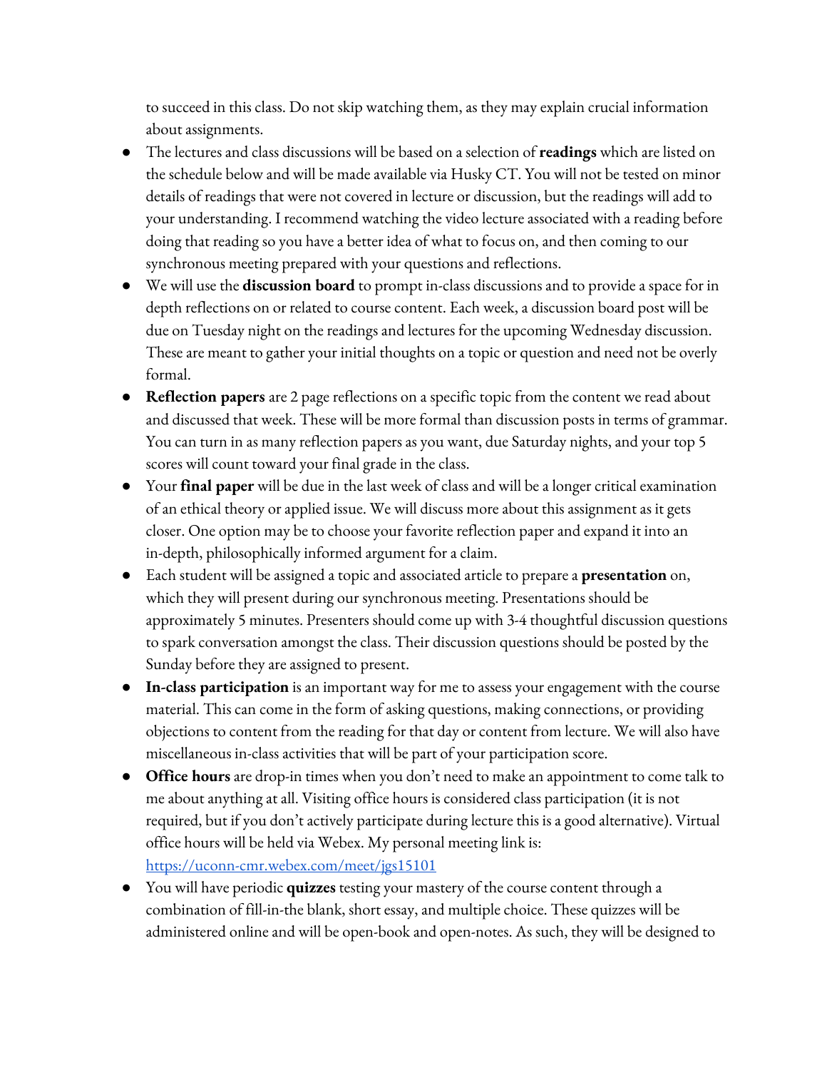to succeed in this class. Do not skip watching them, as they may explain crucial information about assignments.

- The lectures and class discussions will be based on a selection of **readings** which are listed on the schedule below and will be made available via Husky CT. You will not be tested on minor details of readings that were not covered in lecture or discussion, but the readings will add to your understanding. I recommend watching the video lecture associated with a reading before doing that reading so you have a better idea of what to focus on, and then coming to our synchronous meeting prepared with your questions and reflections.
- We will use the **discussion board** to prompt in-class discussions and to provide a space for in depth reflections on or related to course content. Each week, a discussion board post will be due on Tuesday night on the readings and lectures for the upcoming Wednesday discussion. These are meant to gather your initial thoughts on a topic or question and need not be overly formal.
- **Reflection papers** are 2 page reflections on a specific topic from the content we read about and discussed that week. These will be more formal than discussion posts in terms of grammar. You can turn in as many reflection papers as you want, due Saturday nights, and your top 5 scores will count toward your final grade in the class.
- Your **final paper** will be due in the last week of class and will be a longer critical examination of an ethical theory or applied issue. We will discuss more about this assignment as it gets closer. One option may be to choose your favorite reflection paper and expand it into an in-depth, philosophically informed argument for a claim.
- Each student will be assigned a topic and associated article to prepare a **presentation** on, which they will present during our synchronous meeting. Presentations should be approximately 5 minutes. Presenters should come up with 3-4 thoughtful discussion questions to spark conversation amongst the class. Their discussion questions should be posted by the Sunday before they are assigned to present.
- **In-class participation** is an important way for me to assess your engagement with the course material. This can come in the form of asking questions, making connections, or providing objections to content from the reading for that day or content from lecture. We will also have miscellaneous in-class activities that will be part of your participation score.
- **Office hours** are drop-in times when you don't need to make an appointment to come talk to me about anything at all. Visiting office hours is considered class participation (it is not required, but if you don't actively participate during lecture this is a good alternative). Virtual office hours will be held via Webex. My personal meeting link is: [https://uconn-cmr.webex.com/meet/jgs15101](https://uconn-cmr.webex.com/meet/jgs15101)
- You will have periodic **quizzes** testing your mastery of the course content through a combination of fill-in-the blank, short essay, and multiple choice. These quizzes will be administered online and will be open-book and open-notes. As such, they will be designed to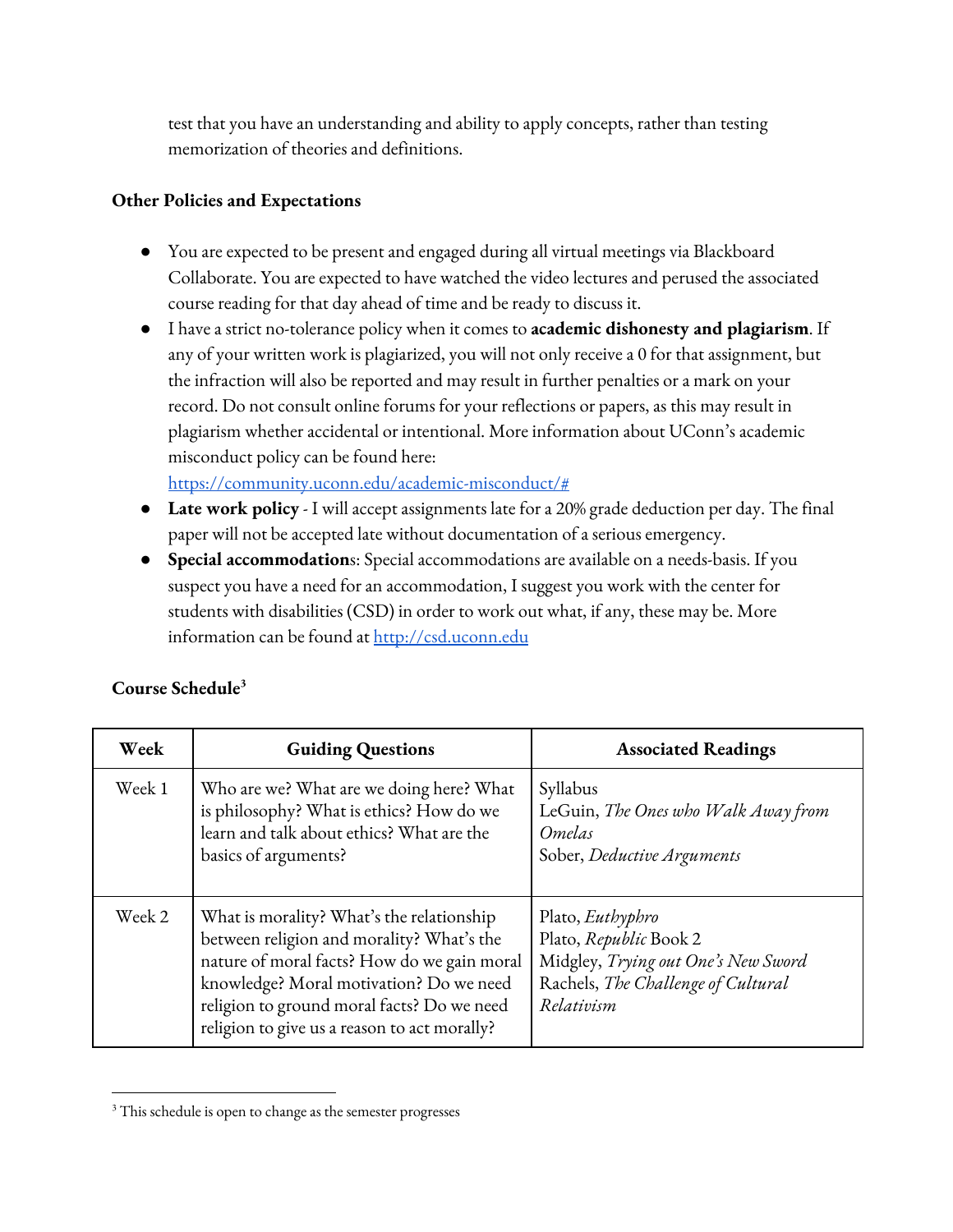test that you have an understanding and ability to apply concepts, rather than testing memorization of theories and definitions.

**Other Policies and Expectations**

- You are expected to be present and engaged during all virtual meetings via Blackboard Collaborate. You are expected to have watched the video lectures and perused the associated course reading for that day ahead of time and be ready to discuss it.
- I have a strict no-tolerance policy when it comes to **academic dishonesty and plagiarism**. If any of your written work is plagiarized, you will not only receive a 0 for that assignment, but the infraction will also be reported and may result in further penalties or a mark on your record. Do not consult online forums for your reflections or papers, as this may result in plagiarism whether accidental or intentional. More information about UConn's academic misconduct policy can be found here: https://community.uconn.edu/academic-misconduct/#
- **Late work policy** - I will accept assignments late for a 20% grade deduction per day. The final paper will not be accepted late without documentation of a serious emergency.
- **Special accommodations**: Special accommodations are available on a needs-basis. If you suspect you have a need for an accommodation, I suggest you work with the center for students with disabilities (CSD) in order to work out what, if any, these may be. More information can be found at http://csd.uconn.edu

**Course Schedule**[3]

| Week | Guiding Questions | Associated Readings |
|---|---|---|
| Week 1 | Who are we? What are we doing here? What is philosophy? What is ethics? How do we learn and talk about ethics? What are the basics of arguments? | Syllabus<br>LeGuin, *The Ones who Walk Away from Omelas*<br>Sober, *Deductive Arguments* |
| Week 2 | What is morality? What's the relationship between religion and morality? What's the nature of moral facts? How do we gain moral knowledge? Moral motivation? Do we need religion to ground moral facts? Do we need religion to give us a reason to act morally? | Plato, *Euthyphro*<br>Plato, *Republic* Book 2<br>Midgley, *Trying out One's New Sword*<br>Rachels, *The Challenge of Cultural Relativism* |

[3] This schedule is open to change as the semester progresses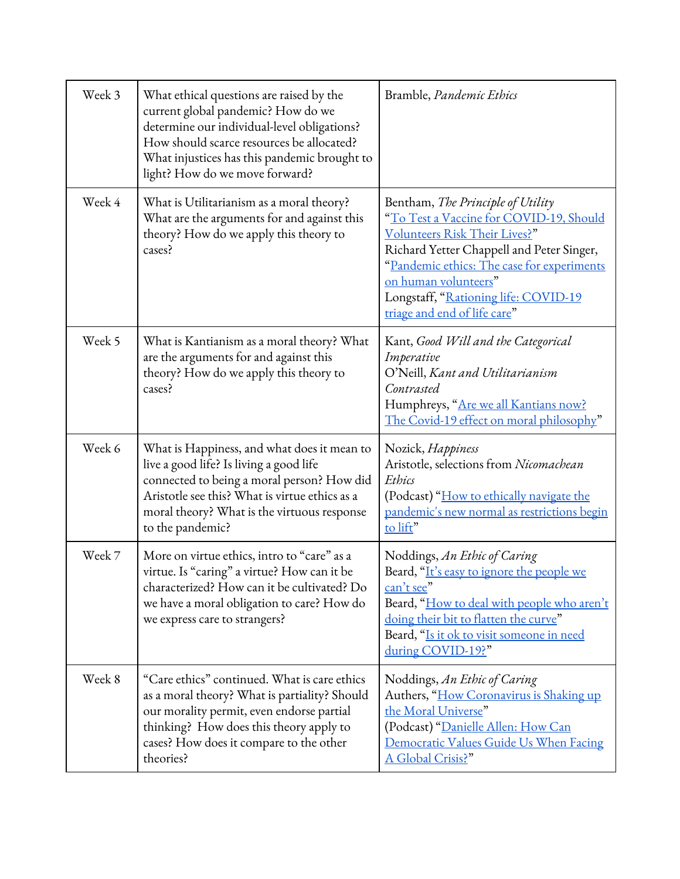| | | |
|---|---|---|
| Week 3 | What ethical questions are raised by the current global pandemic? How do we determine our individual-level obligations? How should scarce resources be allocated? What injustices has this pandemic brought to light? How do we move forward? | Bramble, *Pandemic Ethics* |
| Week 4 | What is Utilitarianism as a moral theory? What are the arguments for and against this theory? How do we apply this theory to cases? | Bentham, *The Principle of Utility*<br>"To Test a Vaccine for COVID-19, Should Volunteers Risk Their Lives?"<br>Richard Yetter Chappell and Peter Singer, "Pandemic ethics: The case for experiments on human volunteers"<br>Longstaff, "Rationing life: COVID-19 triage and end of life care" |
| Week 5 | What is Kantianism as a moral theory? What are the arguments for and against this theory? How do we apply this theory to cases? | Kant, *Good Will and the Categorical Imperative*<br>O'Neill, *Kant and Utilitarianism Contrasted*<br>Humphreys, "Are we all Kantians now? The Covid-19 effect on moral philosophy" |
| Week 6 | What is Happiness, and what does it mean to live a good life? Is living a good life connected to being a moral person? How did Aristotle see this? What is virtue ethics as a moral theory? What is the virtuous response to the pandemic? | Nozick, *Happiness*<br>Aristotle, selections from *Nicomachean Ethics*<br>(Podcast) "How to ethically navigate the pandemic's new normal as restrictions begin to lift" |
| Week 7 | More on virtue ethics, intro to "care" as a virtue. Is "caring" a virtue? How can it be characterized? How can it be cultivated? Do we have a moral obligation to care? How do we express care to strangers? | Noddings, *An Ethic of Caring*<br>Beard, "It's easy to ignore the people we can't see"<br>Beard, "How to deal with people who aren't doing their bit to flatten the curve"<br>Beard, "Is it ok to visit someone in need during COVID-19?" |
| Week 8 | "Care ethics" continued. What is care ethics as a moral theory? What is partiality? Should our morality permit, even endorse partial thinking? How does this theory apply to cases? How does it compare to the other theories? | Noddings, *An Ethic of Caring*<br>Authers, "How Coronavirus is Shaking up the Moral Universe"<br>(Podcast) "Danielle Allen: How Can Democratic Values Guide Us When Facing A Global Crisis?" |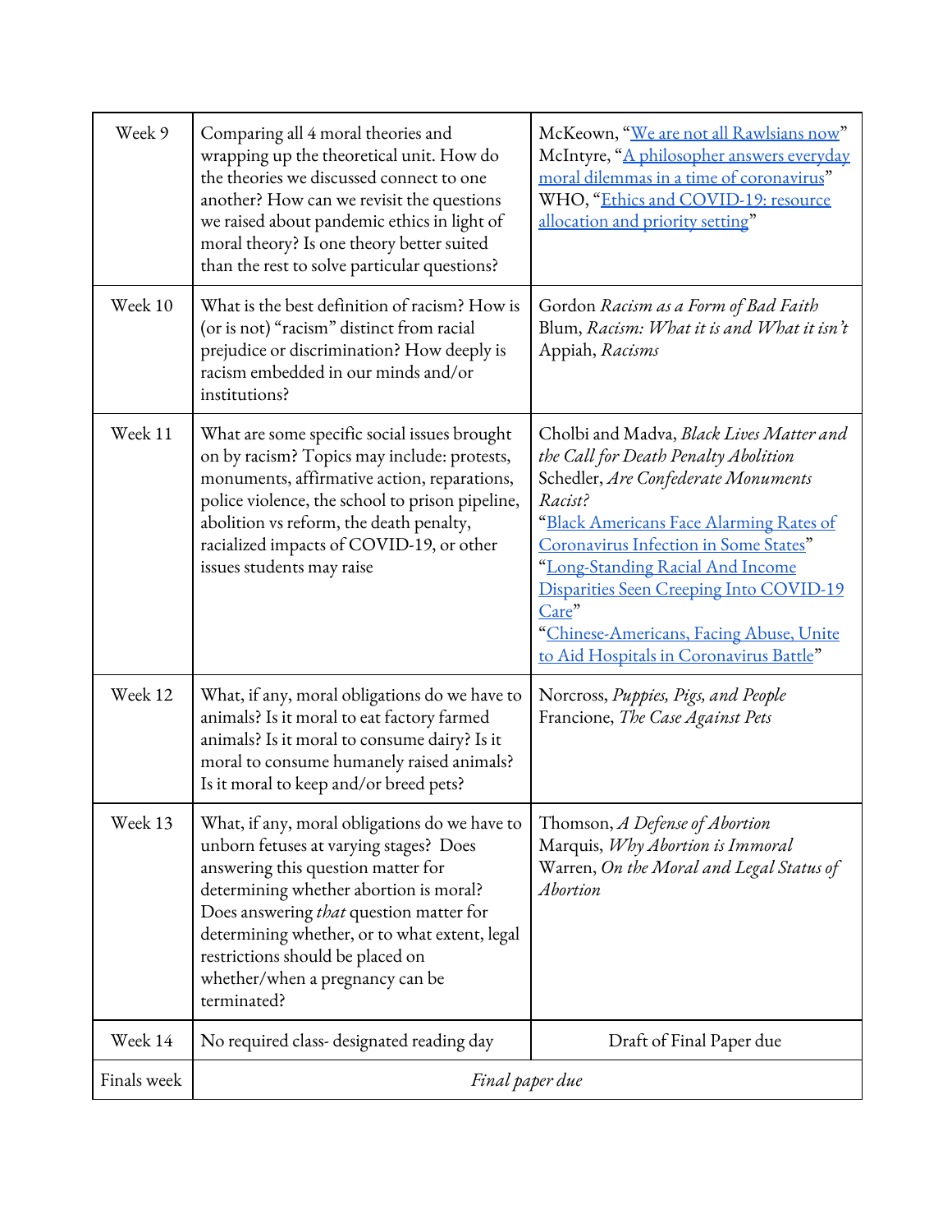| | | |
|---|---|---|
| Week 9 | Comparing all 4 moral theories and wrapping up the theoretical unit. How do the theories we discussed connect to one another? How can we revisit the questions we raised about pandemic ethics in light of moral theory? Is one theory better suited than the rest to solve particular questions? | McKeown, "We are not all Rawlsians now"<br>McIntyre, "A philosopher answers everyday moral dilemmas in a time of coronavirus"<br>WHO, "Ethics and COVID-19: resource allocation and priority setting" |
| Week 10 | What is the best definition of racism? How is (or is not) "racism" distinct from racial prejudice or discrimination? How deeply is racism embedded in our minds and/or institutions? | Gordon *Racism as a Form of Bad Faith*<br>Blum, *Racism: What it is and What it isn't*<br>Appiah, *Racisms* |
| Week 11 | What are some specific social issues brought on by racism? Topics may include: protests, monuments, affirmative action, reparations, police violence, the school to prison pipeline, abolition vs reform, the death penalty, racialized impacts of COVID-19, or other issues students may raise | Cholbi and Madva, *Black Lives Matter and the Call for Death Penalty Abolition*<br>Schedler, *Are Confederate Monuments Racist?*<br>"Black Americans Face Alarming Rates of Coronavirus Infection in Some States"<br>"Long-Standing Racial And Income Disparities Seen Creeping Into COVID-19 Care"<br>"Chinese-Americans, Facing Abuse, Unite to Aid Hospitals in Coronavirus Battle" |
| Week 12 | What, if any, moral obligations do we have to animals? Is it moral to eat factory farmed animals? Is it moral to consume dairy? Is it moral to consume humanely raised animals? Is it moral to keep and/or breed pets? | Norcross, *Puppies, Pigs, and People*<br>Francione, *The Case Against Pets* |
| Week 13 | What, if any, moral obligations do we have to unborn fetuses at varying stages? Does answering this question matter for determining whether abortion is moral? Does answering *that* question matter for determining whether, or to what extent, legal restrictions should be placed on whether/when a pregnancy can be terminated? | Thomson, *A Defense of Abortion*<br>Marquis, *Why Abortion is Immoral*<br>Warren, *On the Moral and Legal Status of Abortion* |
| Week 14 | No required class- designated reading day | Draft of Final Paper due |
| Finals week | *Final paper due* | |